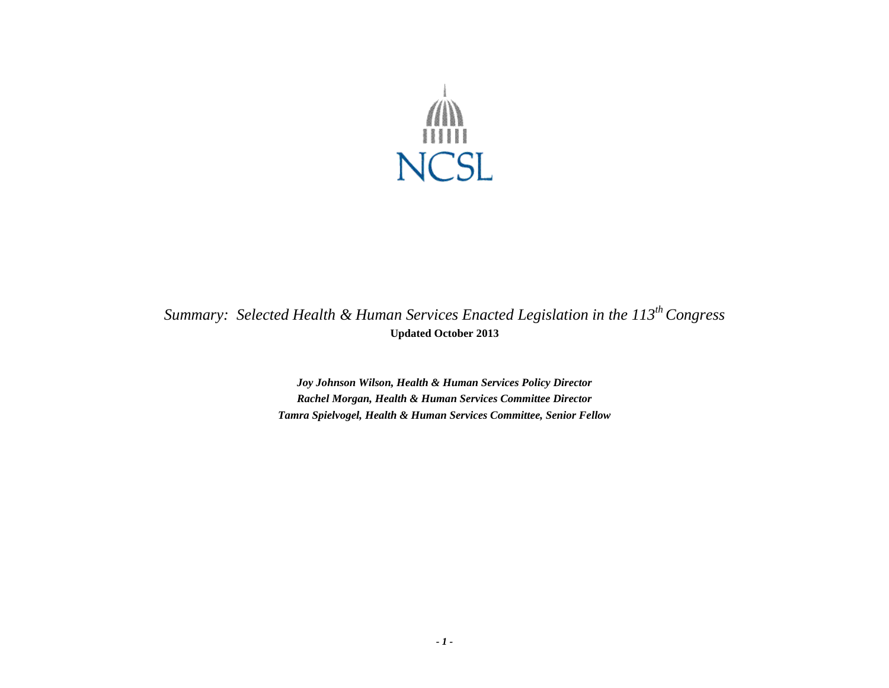NCSL

*Summary: Selected Health & Human Services Enacted Legislation in the 113th Congress*

**Updated October 2013**

***Joy Johnson Wilson, Health & Human Services Policy Director***

***Rachel Morgan, Health & Human Services Committee Director***

***Tamra Spielvogel, Health & Human Services Committee, Senior Fellow***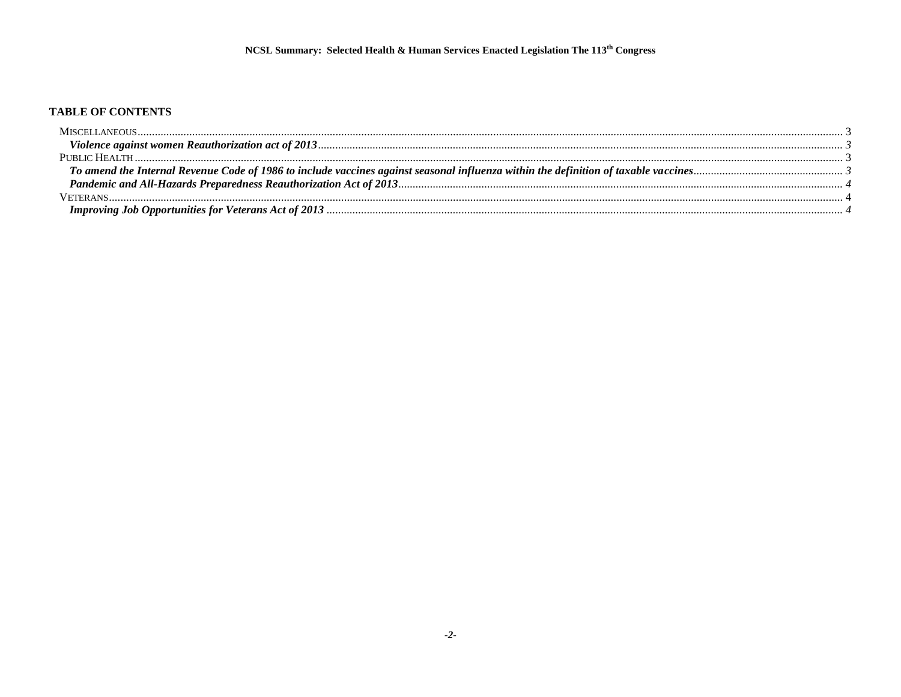**NCSL Summary: Selected Health & Human Services Enacted Legislation The 113th Congress**

**TABLE OF CONTENTS**

MISCELLANEOUS ........ 3
- ***Violence against women Reauthorization act of 2013*** ........ 3

PUBLIC HEALTH ........ 3
- ***To amend the Internal Revenue Code of 1986 to include vaccines against seasonal influenza within the definition of taxable vaccines*** ........ 3
- ***Pandemic and All-Hazards Preparedness Reauthorization Act of 2013*** ........ 4

VETERANS ........ 4
- ***Improving Job Opportunities for Veterans Act of 2013*** ........ 4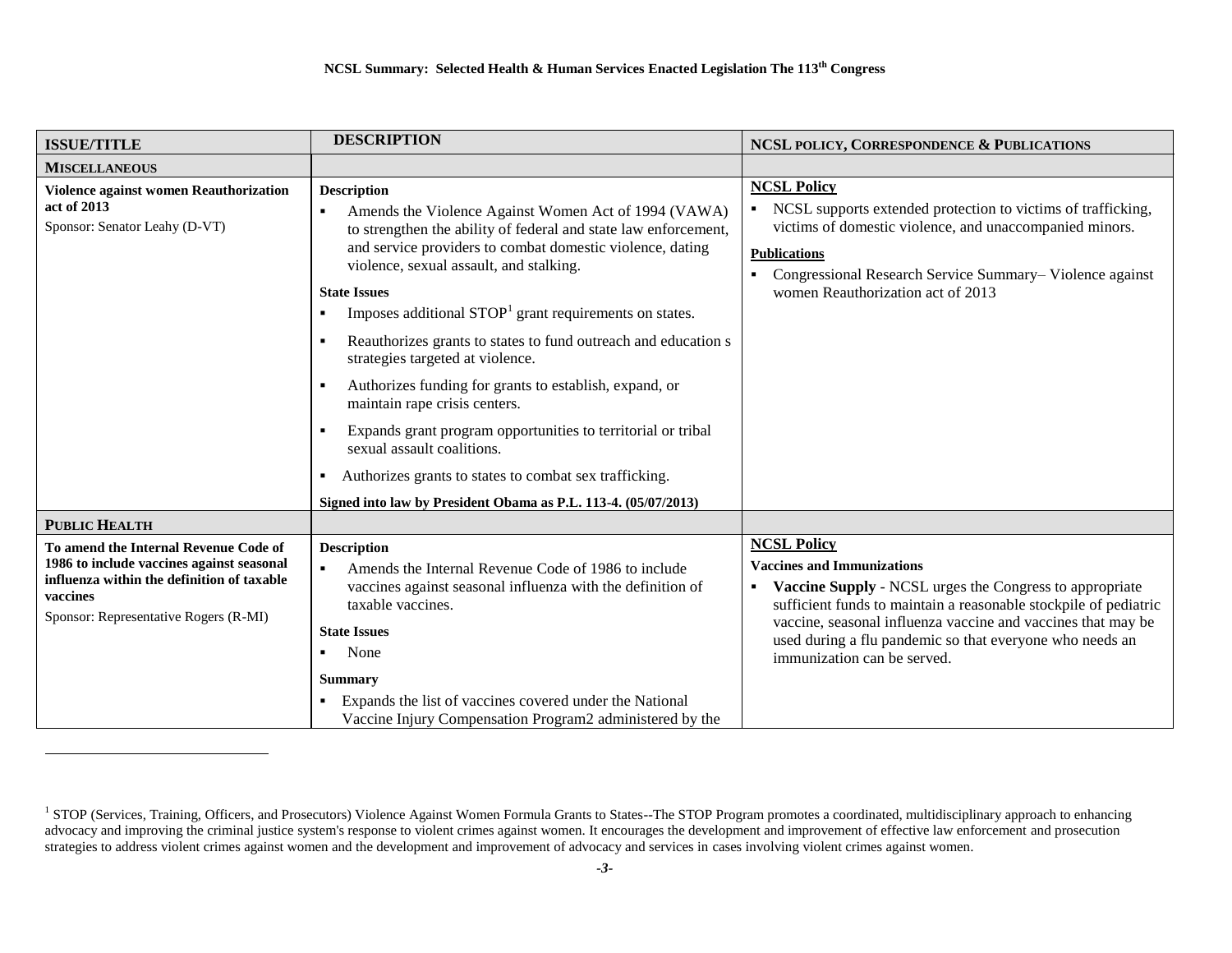| ISSUE/TITLE | DESCRIPTION | NCSL POLICY, CORRESPONDENCE & PUBLICATIONS |
|---|---|---|
| **MISCELLANEOUS** | | |
| **Violence against women Reauthorization act of 2013**<br>Sponsor: Senator Leahy (D-VT) | **Description**<br>▪ Amends the Violence Against Women Act of 1994 (VAWA) to strengthen the ability of federal and state law enforcement, and service providers to combat domestic violence, dating violence, sexual assault, and stalking.<br>**State Issues**<br>▪ Imposes additional STOP[1] grant requirements on states.<br>▪ Reauthorizes grants to states to fund outreach and education s strategies targeted at violence.<br>▪ Authorizes funding for grants to establish, expand, or maintain rape crisis centers.<br>▪ Expands grant program opportunities to territorial or tribal sexual assault coalitions.<br>▪ Authorizes grants to states to combat sex trafficking.<br>**Signed into law by President Obama as P.L. 113-4. (05/07/2013)** | **NCSL Policy**<br>▪ NCSL supports extended protection to victims of trafficking, victims of domestic violence, and unaccompanied minors.<br>**Publications**<br>▪ Congressional Research Service Summary– Violence against women Reauthorization act of 2013 |
| **PUBLIC HEALTH** | | |
| **To amend the Internal Revenue Code of 1986 to include vaccines against seasonal influenza within the definition of taxable vaccines**<br>Sponsor: Representative Rogers (R-MI) | **Description**<br>▪ Amends the Internal Revenue Code of 1986 to include vaccines against seasonal influenza with the definition of taxable vaccines.<br>**State Issues**<br>▪ None<br>**Summary**<br>▪ Expands the list of vaccines covered under the National Vaccine Injury Compensation Program2 administered by the | **NCSL Policy**<br>**Vaccines and Immunizations**<br>▪ **Vaccine Supply** - NCSL urges the Congress to appropriate sufficient funds to maintain a reasonable stockpile of pediatric vaccine, seasonal influenza vaccine and vaccines that may be used during a flu pandemic so that everyone who needs an immunization can be served. |

[1] STOP (Services, Training, Officers, and Prosecutors) Violence Against Women Formula Grants to States--The STOP Program promotes a coordinated, multidisciplinary approach to enhancing advocacy and improving the criminal justice system's response to violent crimes against women. It encourages the development and improvement of effective law enforcement and prosecution strategies to address violent crimes against women and the development and improvement of advocacy and services in cases involving violent crimes against women.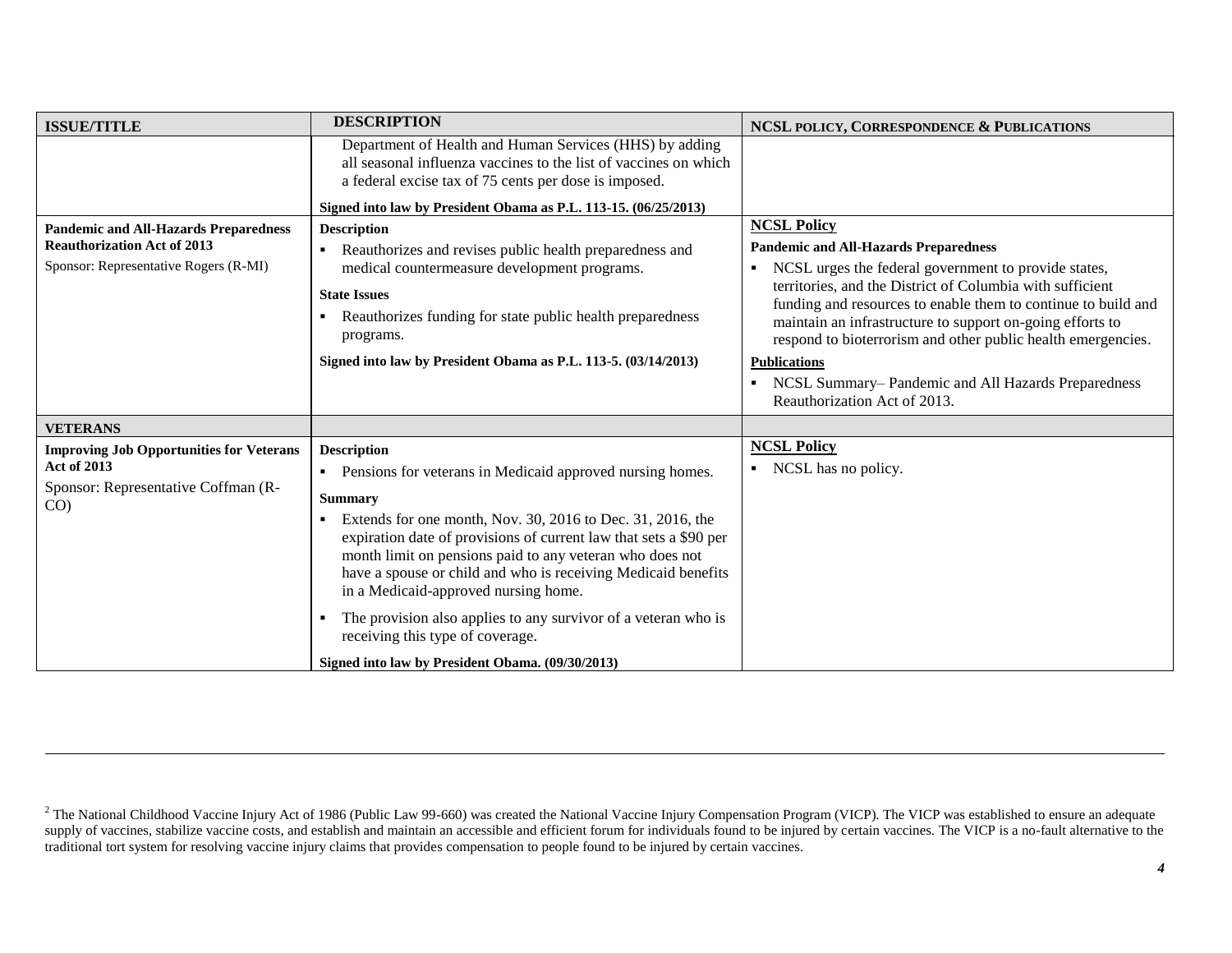| ISSUE/TITLE | DESCRIPTION | NCSL POLICY, CORRESPONDENCE & PUBLICATIONS |
|---|---|---|
| | Department of Health and Human Services (HHS) by adding all seasonal influenza vaccines to the list of vaccines on which a federal excise tax of 75 cents per dose is imposed.<br><br>**Signed into law by President Obama as P.L. 113-15. (06/25/2013)** | |
| **Pandemic and All-Hazards Preparedness Reauthorization Act of 2013**<br><br>Sponsor: Representative Rogers (R-MI) | **Description**<br>▪ Reauthorizes and revises public health preparedness and medical countermeasure development programs.<br><br>**State Issues**<br>▪ Reauthorizes funding for state public health preparedness programs.<br><br>**Signed into law by President Obama as P.L. 113-5. (03/14/2013)** | **NCSL Policy**<br>**Pandemic and All-Hazards Preparedness**<br>▪ NCSL urges the federal government to provide states, territories, and the District of Columbia with sufficient funding and resources to enable them to continue to build and maintain an infrastructure to support on-going efforts to respond to bioterrorism and other public health emergencies.<br><br>**Publications**<br>▪ NCSL Summary– Pandemic and All Hazards Preparedness Reauthorization Act of 2013. |
| **VETERANS** | | |
| **Improving Job Opportunities for Veterans Act of 2013**<br><br>Sponsor: Representative Coffman (R-CO) | **Description**<br>▪ Pensions for veterans in Medicaid approved nursing homes.<br><br>**Summary**<br>▪ Extends for one month, Nov. 30, 2016 to Dec. 31, 2016, the expiration date of provisions of current law that sets a $90 per month limit on pensions paid to any veteran who does not have a spouse or child and who is receiving Medicaid benefits in a Medicaid-approved nursing home.<br>▪ The provision also applies to any survivor of a veteran who is receiving this type of coverage.<br><br>**Signed into law by President Obama. (09/30/2013)** | **NCSL Policy**<br>▪ NCSL has no policy. |

[2] The National Childhood Vaccine Injury Act of 1986 (Public Law 99-660) was created the National Vaccine Injury Compensation Program (VICP). The VICP was established to ensure an adequate supply of vaccines, stabilize vaccine costs, and establish and maintain an accessible and efficient forum for individuals found to be injured by certain vaccines. The VICP is a no-fault alternative to the traditional tort system for resolving vaccine injury claims that provides compensation to people found to be injured by certain vaccines.